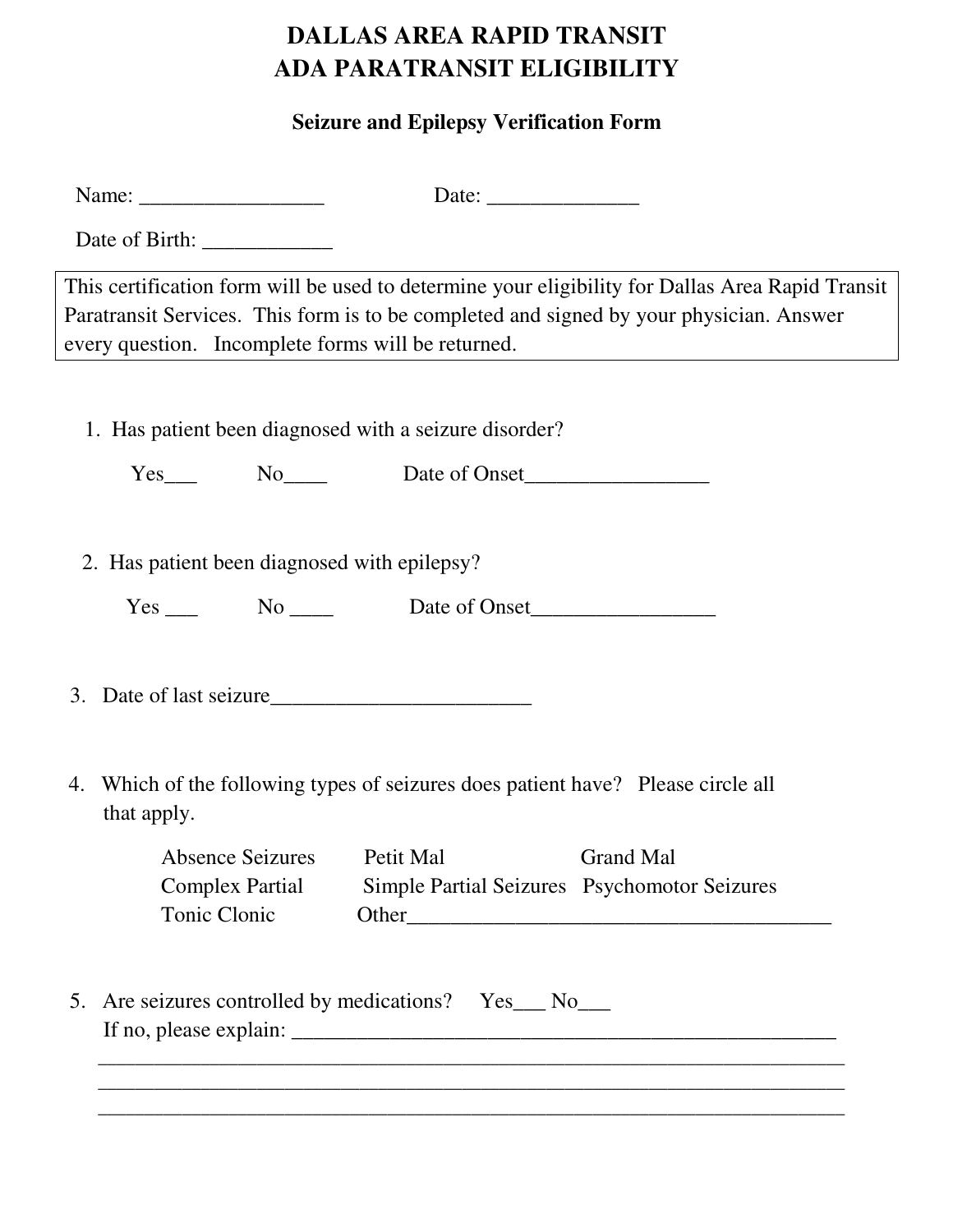# DALLAS AREA RAPID TRANSIT
# ADA PARATRANSIT ELIGIBILITY

### Seizure and Epilepsy Verification Form

Name: _________________ Date: ______________

Date of Birth: ____________

> This certification form will be used to determine your eligibility for Dallas Area Rapid Transit Paratransit Services. This form is to be completed and signed by your physician. Answer every question. Incomplete forms will be returned.

1. Has patient been diagnosed with a seizure disorder?

   Yes___ No____ Date of Onset_________________

2. Has patient been diagnosed with epilepsy?

   Yes ___ No ____ Date of Onset_________________

3. Date of last seizure________________________

4. Which of the following types of seizures does patient have? Please circle all that apply.

   Absence Seizures Petit Mal Grand Mal
   Complex Partial Simple Partial Seizures Psychomotor Seizures
   Tonic Clonic Other_______________________________________

5. Are seizures controlled by medications? Yes___ No___
   If no, please explain: ___________________________________________________
   _____________________________________________________________________
   _____________________________________________________________________
   _____________________________________________________________________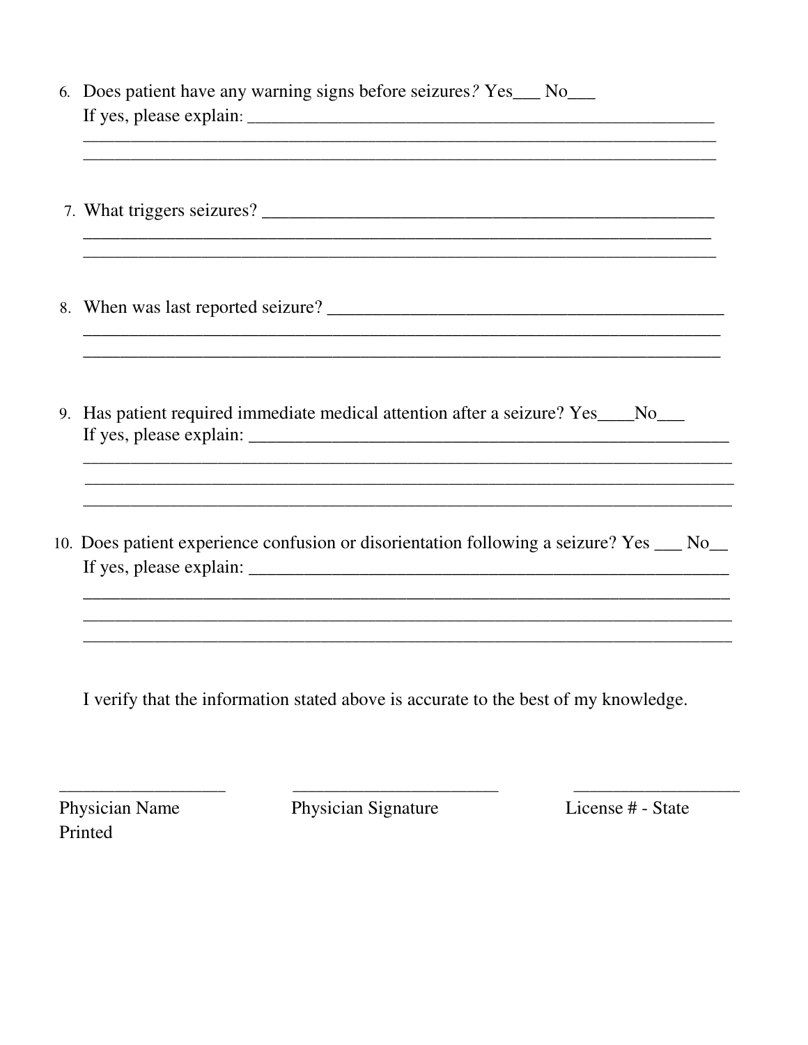6. Does patient have any warning signs before seizures? Yes___ No___
   If yes, please explain: ______________________________________________________
   ________________________________________________________________________
   ________________________________________________________________________

7. What triggers seizures? _____________________________________________________
   ________________________________________________________________________
   ________________________________________________________________________

8. When was last reported seizure? ______________________________________________
   ________________________________________________________________________
   ________________________________________________________________________

9. Has patient required immediate medical attention after a seizure? Yes____No___
   If yes, please explain: ______________________________________________________
   ________________________________________________________________________
   ________________________________________________________________________
   ________________________________________________________________________

10. Does patient experience confusion or disorientation following a seizure? Yes ___ No__
    If yes, please explain: ______________________________________________________
    ________________________________________________________________________
    ________________________________________________________________________
    ________________________________________________________________________

I verify that the information stated above is accurate to the best of my knowledge.

| | | |
|---|---|---|
| ___________________ | ________________________ | ___________________ |
| Physician Name Printed | Physician Signature | License # - State |